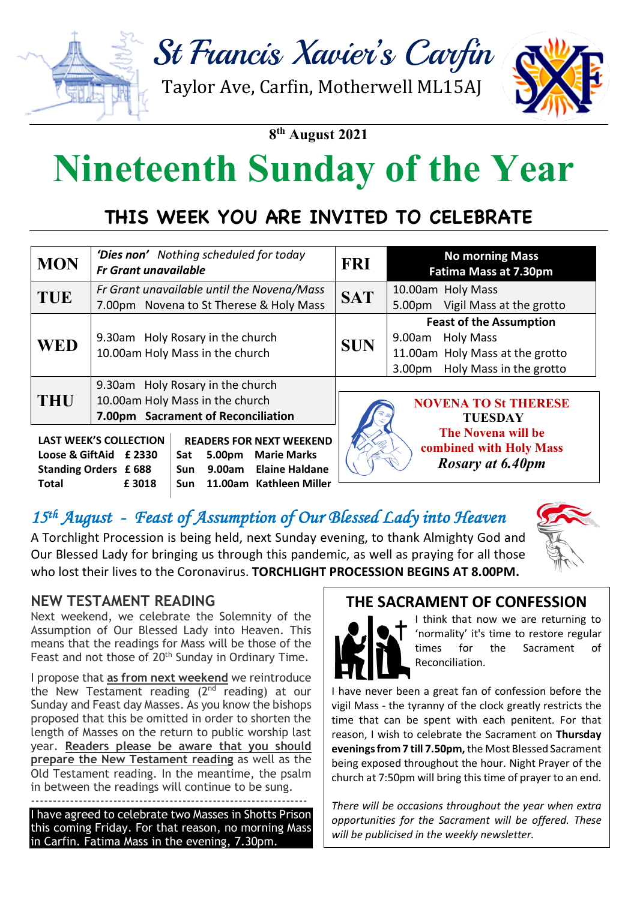# St Francis Xavier's Carfin

Taylor Ave, Carfin, Motherwell ML15AJ

**8th August 2021**

# Nineteenth Sunday of the Year

## THIS WEEK YOU ARE INVITED TO CELEBRATE

| | | | |
|---|---|---|---|
| **MON** | ***'Dies non'*** *Nothing scheduled for today* ***Fr Grant unavailable*** | **FRI** | **No morning Mass** **Fatima Mass at 7.30pm** |
| **TUE** | *Fr Grant unavailable until the Novena/Mass* 7.00pm Novena to St Therese & Holy Mass | **SAT** | 10.00am Holy Mass 5.00pm Vigil Mass at the grotto |
| **WED** | 9.30am Holy Rosary in the church 10.00am Holy Mass in the church | **SUN** | **Feast of the Assumption** 9.00am Holy Mass 11.00am Holy Mass at the grotto 3.00pm Holy Mass in the grotto |
| **THU** | 9.30am Holy Rosary in the church 10.00am Holy Mass in the church **7.00pm Sacrament of Reconciliation** | | |

| LAST WEEK'S COLLECTION | |
|---|---|
| **Loose & GiftAid** | **£ 2330** |
| **Standing Orders** | **£ 688** |
| **Total** | **£ 3018** |

| READERS FOR NEXT WEEKEND | | |
|---|---|---|
| **Sat** | **5.00pm** | **Marie Marks** |
| **Sun** | **9.00am** | **Elaine Haldane** |
| **Sun** | **11.00am** | **Kathleen Miller** |

**NOVENA TO St THERESE**
**TUESDAY**
**The Novena will be combined with Holy Mass**
***Rosary at 6.40pm***

## *15th August - Feast of Assumption of Our Blessed Lady into Heaven*

A Torchlight Procession is being held, next Sunday evening, to thank Almighty God and Our Blessed Lady for bringing us through this pandemic, as well as praying for all those who lost their lives to the Coronavirus. **TORCHLIGHT PROCESSION BEGINS AT 8.00PM.**

## NEW TESTAMENT READING

Next weekend, we celebrate the Solemnity of the Assumption of Our Blessed Lady into Heaven. This means that the readings for Mass will be those of the Feast and not those of 20th Sunday in Ordinary Time.

I propose that **as from next weekend** we reintroduce the New Testament reading (2nd reading) at our Sunday and Feast day Masses. As you know the bishops proposed that this be omitted in order to shorten the length of Masses on the return to public worship last year. **Readers please be aware that you should prepare the New Testament reading** as well as the Old Testament reading. In the meantime, the psalm in between the readings will continue to be sung.

---

I have agreed to celebrate two Masses in Shotts Prison this coming Friday. For that reason, no morning Mass in Carfin. Fatima Mass in the evening, 7.30pm.

## THE SACRAMENT OF CONFESSION

I think that now we are returning to 'normality' it's time to restore regular times for the Sacrament of Reconciliation.

I have never been a great fan of confession before the vigil Mass - the tyranny of the clock greatly restricts the time that can be spent with each penitent. For that reason, I wish to celebrate the Sacrament on **Thursday evenings from 7 till 7.50pm,** the Most Blessed Sacrament being exposed throughout the hour. Night Prayer of the church at 7:50pm will bring this time of prayer to an end.

*There will be occasions throughout the year when extra opportunities for the Sacrament will be offered. These will be publicised in the weekly newsletter.*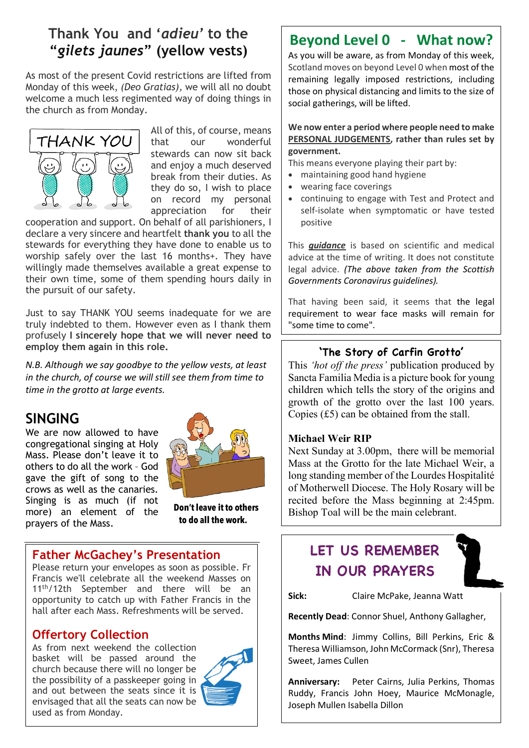# Thank You and '*adieu*' to the "*gilets jaunes*" (yellow vests)

As most of the present Covid restrictions are lifted from Monday of this week, *(Deo Gratias)*, we will all no doubt welcome a much less regimented way of doing things in the church as from Monday.

All of this, of course, means that our wonderful stewards can now sit back and enjoy a much deserved break from their duties. As they do so, I wish to place on record my personal appreciation for their cooperation and support. On behalf of all parishioners, I declare a very sincere and heartfelt **thank you** to all the stewards for everything they have done to enable us to worship safely over the last 16 months+. They have willingly made themselves available a great expense to their own time, some of them spending hours daily in the pursuit of our safety.

Just to say THANK YOU seems inadequate for we are truly indebted to them. However even as I thank them profusely **I sincerely hope that we will never need to employ them again in this role.**

*N.B. Although we say goodbye to the yellow vests, at least in the church, of course we will still see them from time to time in the grotto at large events.*

## SINGING

We are now allowed to have congregational singing at Holy Mass. Please don't leave it to others to do all the work - God gave the gift of song to the crows as well as the canaries. Singing is as much (if not more) an element of the prayers of the Mass.

**Don't leave it to others to do all the work.**

## Father McGachey's Presentation

Please return your envelopes as soon as possible. Fr Francis we'll celebrate all the weekend Masses on 11th/12th September and there will be an opportunity to catch up with Father Francis in the hall after each Mass. Refreshments will be served.

## Offertory Collection

As from next weekend the collection basket will be passed around the church because there will no longer be the possibility of a passkeeper going in and out between the seats since it is envisaged that all the seats can now be used as from Monday.

## Beyond Level 0 - What now?

As you will be aware, as from Monday of this week, Scotland moves on beyond Level 0 when most of the remaining legally imposed restrictions, including those on physical distancing and limits to the size of social gatherings, will be lifted.

**We now enter a period where people need to make PERSONAL JUDGEMENTS, rather than rules set by government.**

This means everyone playing their part by:

- maintaining good hand hygiene
- wearing face coverings
- continuing to engage with Test and Protect and self-isolate when symptomatic or have tested positive

This ***guidance*** is based on scientific and medical advice at the time of writing. It does not constitute legal advice. *(The above taken from the Scottish Governments Coronavirus guidelines).*

That having been said, it seems that the legal requirement to wear face masks will remain for "some time to come".

## 'The Story of Carfin Grotto'

This *'hot off the press'* publication produced by Sancta Familia Media is a picture book for young children which tells the story of the origins and growth of the grotto over the last 100 years. Copies (£5) can be obtained from the stall.

### Michael Weir RIP

Next Sunday at 3.00pm, there will be memorial Mass at the Grotto for the late Michael Weir, a long standing member of the Lourdes Hospitalité of Motherwell Diocese. The Holy Rosary will be recited before the Mass beginning at 2:45pm. Bishop Toal will be the main celebrant.

## LET US REMEMBER IN OUR PRAYERS

**Sick:** Claire McPake, Jeanna Watt

**Recently Dead**: Connor Shuel, Anthony Gallagher,

**Months Mind**: Jimmy Collins, Bill Perkins, Eric & Theresa Williamson, John McCormack (Snr), Theresa Sweet, James Cullen

**Anniversary:** Peter Cairns, Julia Perkins, Thomas Ruddy, Francis John Hoey, Maurice McMonagle, Joseph Mullen Isabella Dillon